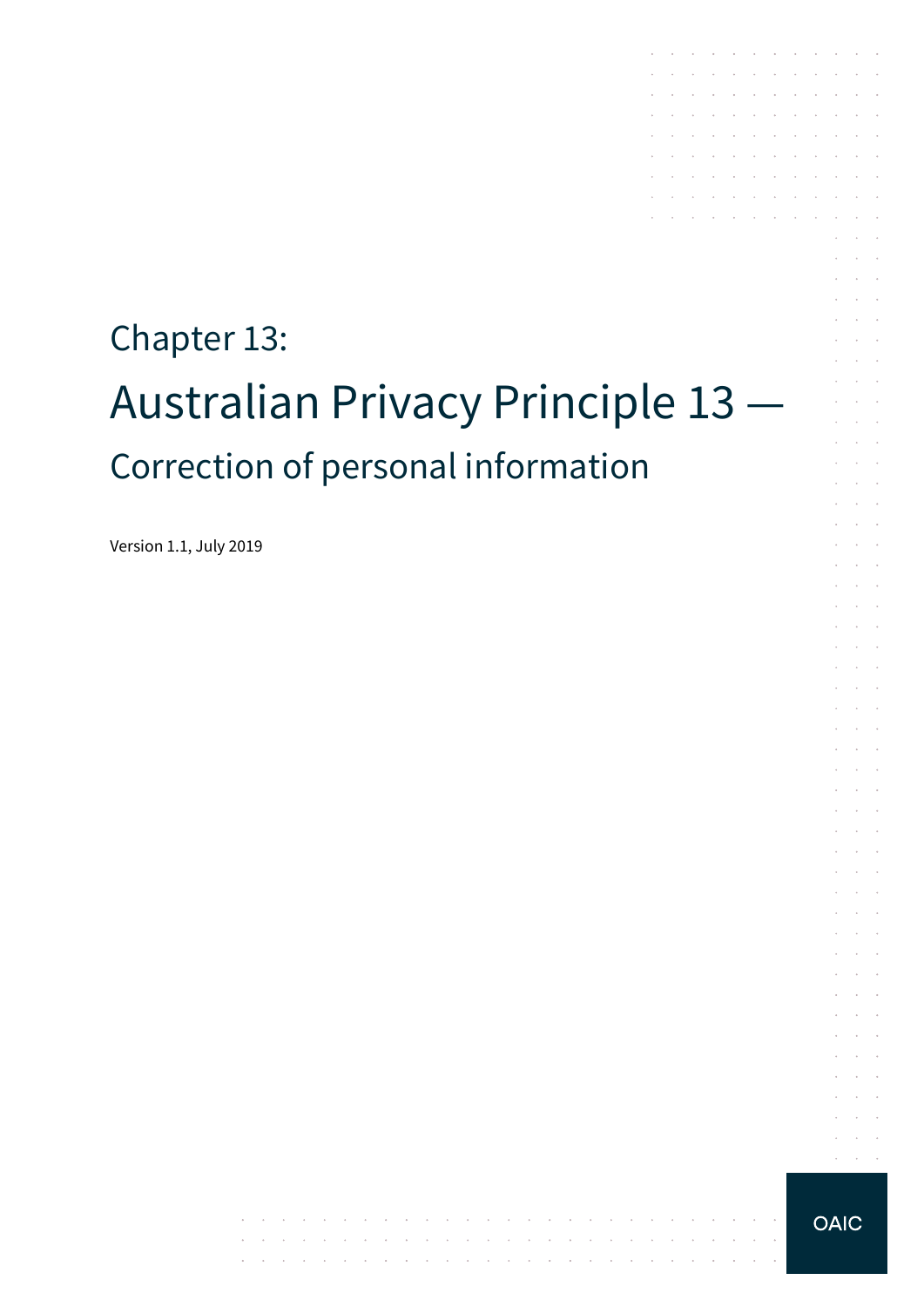Chapter 13:

# Australian Privacy Principle 13 —

## Correction of personal information

Version 1.1, July 2019

OAIC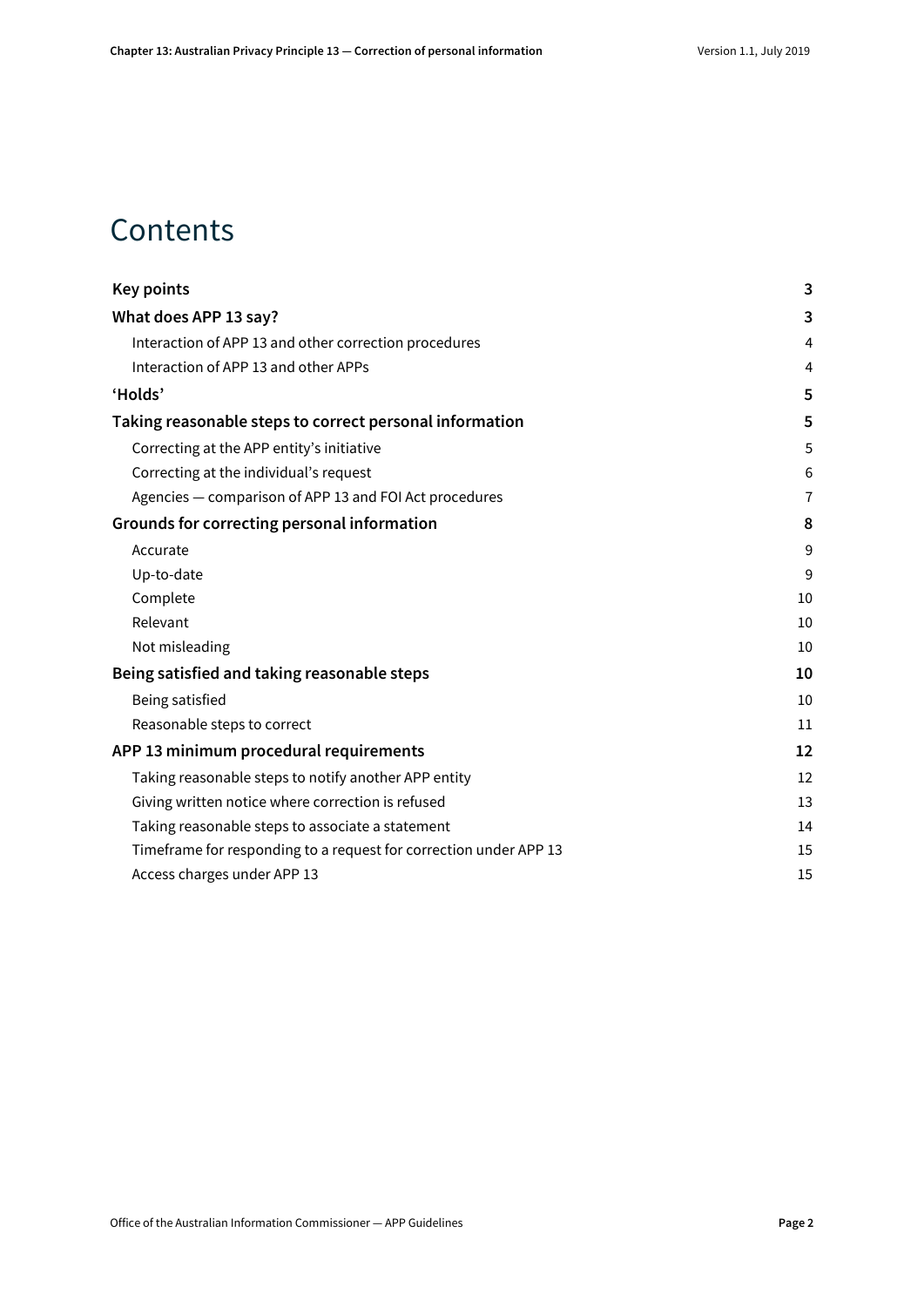# Contents

**Key points** 3

**What does APP 13 say?** 3

- Interaction of APP 13 and other correction procedures 4
- Interaction of APP 13 and other APPs 4

**'Holds'** 5

**Taking reasonable steps to correct personal information** 5

- Correcting at the APP entity's initiative 5
- Correcting at the individual's request 6
- Agencies — comparison of APP 13 and FOI Act procedures 7

**Grounds for correcting personal information** 8

- Accurate 9
- Up-to-date 9
- Complete 10
- Relevant 10
- Not misleading 10

**Being satisfied and taking reasonable steps** 10

- Being satisfied 10
- Reasonable steps to correct 11

**APP 13 minimum procedural requirements** 12

- Taking reasonable steps to notify another APP entity 12
- Giving written notice where correction is refused 13
- Taking reasonable steps to associate a statement 14
- Timeframe for responding to a request for correction under APP 13 15
- Access charges under APP 13 15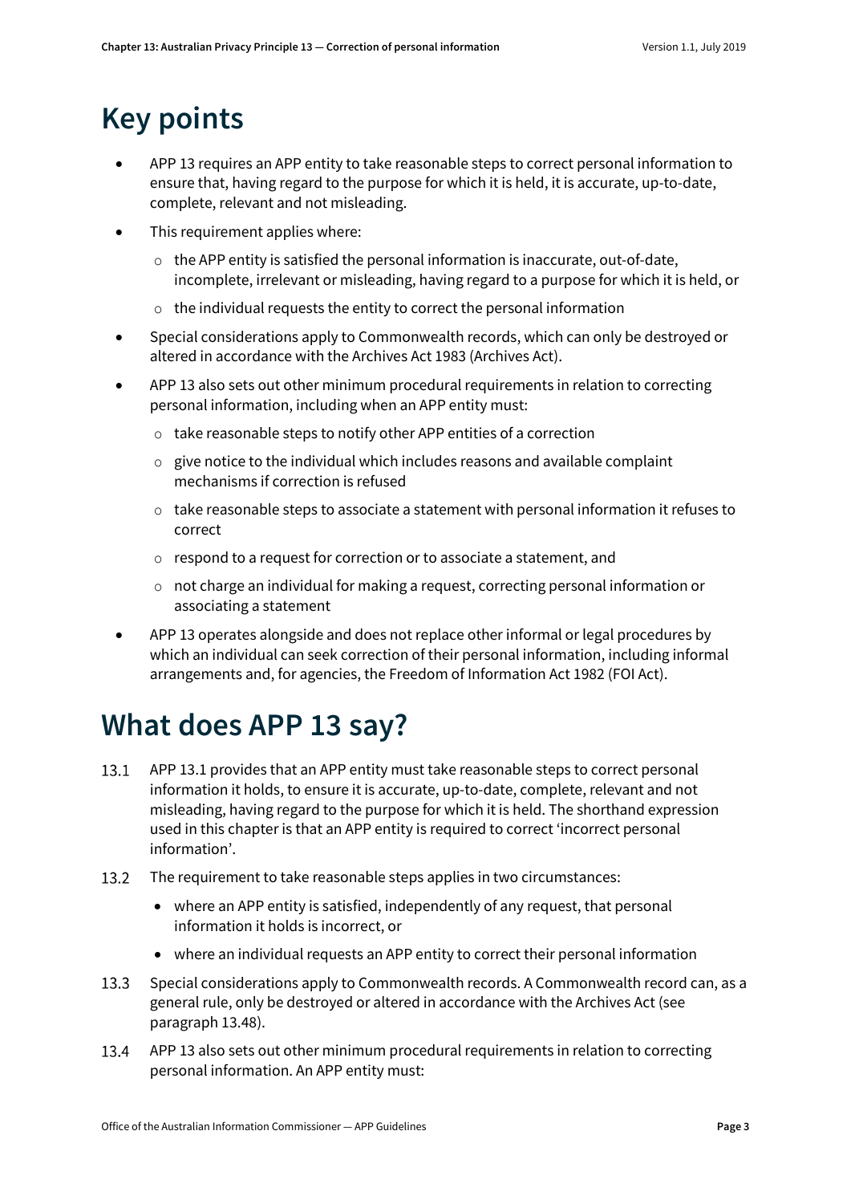# Key points

- APP 13 requires an APP entity to take reasonable steps to correct personal information to ensure that, having regard to the purpose for which it is held, it is accurate, up-to-date, complete, relevant and not misleading.
- This requirement applies where:
  - the APP entity is satisfied the personal information is inaccurate, out-of-date, incomplete, irrelevant or misleading, having regard to a purpose for which it is held, or
  - the individual requests the entity to correct the personal information
- Special considerations apply to Commonwealth records, which can only be destroyed or altered in accordance with the Archives Act 1983 (Archives Act).
- APP 13 also sets out other minimum procedural requirements in relation to correcting personal information, including when an APP entity must:
  - take reasonable steps to notify other APP entities of a correction
  - give notice to the individual which includes reasons and available complaint mechanisms if correction is refused
  - take reasonable steps to associate a statement with personal information it refuses to correct
  - respond to a request for correction or to associate a statement, and
  - not charge an individual for making a request, correcting personal information or associating a statement
- APP 13 operates alongside and does not replace other informal or legal procedures by which an individual can seek correction of their personal information, including informal arrangements and, for agencies, the Freedom of Information Act 1982 (FOI Act).

# What does APP 13 say?

13.1 APP 13.1 provides that an APP entity must take reasonable steps to correct personal information it holds, to ensure it is accurate, up-to-date, complete, relevant and not misleading, having regard to the purpose for which it is held. The shorthand expression used in this chapter is that an APP entity is required to correct 'incorrect personal information'.

13.2 The requirement to take reasonable steps applies in two circumstances:

- where an APP entity is satisfied, independently of any request, that personal information it holds is incorrect, or
- where an individual requests an APP entity to correct their personal information

13.3 Special considerations apply to Commonwealth records. A Commonwealth record can, as a general rule, only be destroyed or altered in accordance with the Archives Act (see paragraph 13.48).

13.4 APP 13 also sets out other minimum procedural requirements in relation to correcting personal information. An APP entity must: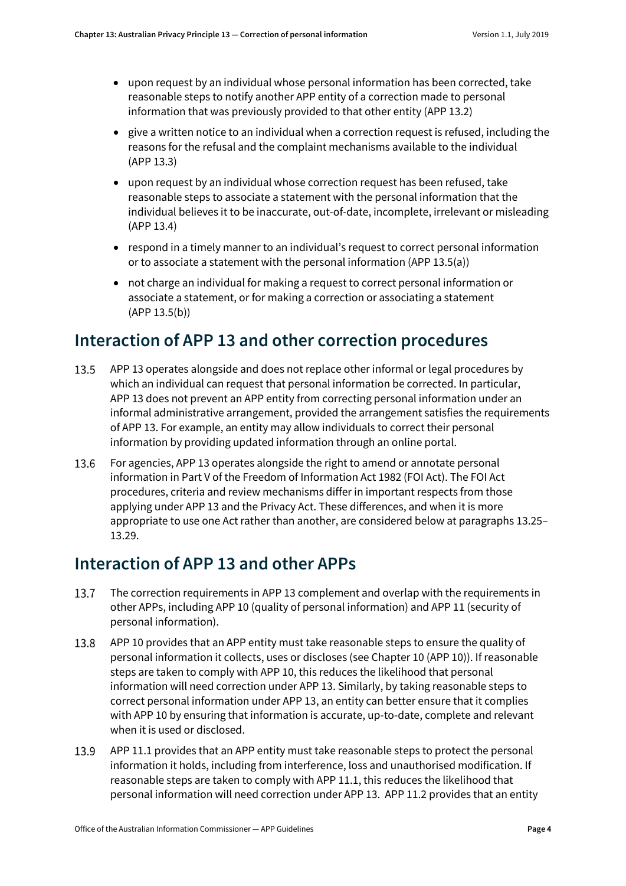- upon request by an individual whose personal information has been corrected, take reasonable steps to notify another APP entity of a correction made to personal information that was previously provided to that other entity (APP 13.2)
- give a written notice to an individual when a correction request is refused, including the reasons for the refusal and the complaint mechanisms available to the individual (APP 13.3)
- upon request by an individual whose correction request has been refused, take reasonable steps to associate a statement with the personal information that the individual believes it to be inaccurate, out-of-date, incomplete, irrelevant or misleading (APP 13.4)
- respond in a timely manner to an individual's request to correct personal information or to associate a statement with the personal information (APP 13.5(a))
- not charge an individual for making a request to correct personal information or associate a statement, or for making a correction or associating a statement (APP 13.5(b))

## Interaction of APP 13 and other correction procedures

13.5 APP 13 operates alongside and does not replace other informal or legal procedures by which an individual can request that personal information be corrected. In particular, APP 13 does not prevent an APP entity from correcting personal information under an informal administrative arrangement, provided the arrangement satisfies the requirements of APP 13. For example, an entity may allow individuals to correct their personal information by providing updated information through an online portal.

13.6 For agencies, APP 13 operates alongside the right to amend or annotate personal information in Part V of the Freedom of Information Act 1982 (FOI Act). The FOI Act procedures, criteria and review mechanisms differ in important respects from those applying under APP 13 and the Privacy Act. These differences, and when it is more appropriate to use one Act rather than another, are considered below at paragraphs 13.25–13.29.

## Interaction of APP 13 and other APPs

13.7 The correction requirements in APP 13 complement and overlap with the requirements in other APPs, including APP 10 (quality of personal information) and APP 11 (security of personal information).

13.8 APP 10 provides that an APP entity must take reasonable steps to ensure the quality of personal information it collects, uses or discloses (see Chapter 10 (APP 10)). If reasonable steps are taken to comply with APP 10, this reduces the likelihood that personal information will need correction under APP 13. Similarly, by taking reasonable steps to correct personal information under APP 13, an entity can better ensure that it complies with APP 10 by ensuring that information is accurate, up-to-date, complete and relevant when it is used or disclosed.

13.9 APP 11.1 provides that an APP entity must take reasonable steps to protect the personal information it holds, including from interference, loss and unauthorised modification. If reasonable steps are taken to comply with APP 11.1, this reduces the likelihood that personal information will need correction under APP 13. APP 11.2 provides that an entity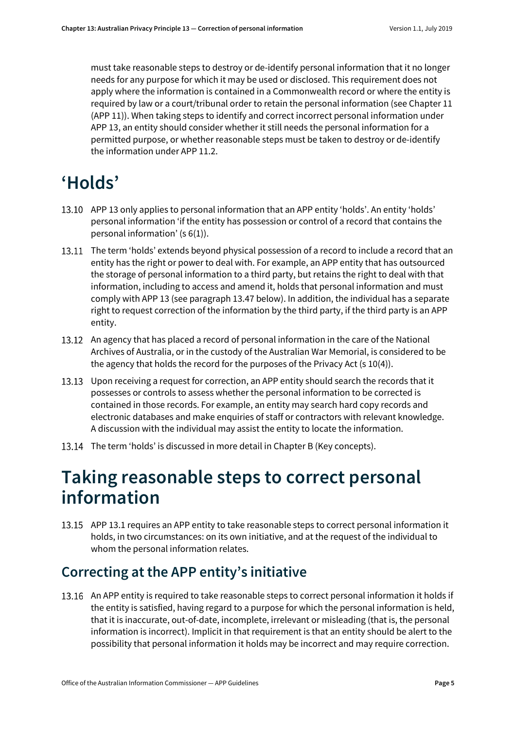must take reasonable steps to destroy or de-identify personal information that it no longer needs for any purpose for which it may be used or disclosed. This requirement does not apply where the information is contained in a Commonwealth record or where the entity is required by law or a court/tribunal order to retain the personal information (see Chapter 11 (APP 11)). When taking steps to identify and correct incorrect personal information under APP 13, an entity should consider whether it still needs the personal information for a permitted purpose, or whether reasonable steps must be taken to destroy or de-identify the information under APP 11.2.

# 'Holds'

13.10 APP 13 only applies to personal information that an APP entity 'holds'. An entity 'holds' personal information 'if the entity has possession or control of a record that contains the personal information' (s 6(1)).

13.11 The term 'holds' extends beyond physical possession of a record to include a record that an entity has the right or power to deal with. For example, an APP entity that has outsourced the storage of personal information to a third party, but retains the right to deal with that information, including to access and amend it, holds that personal information and must comply with APP 13 (see paragraph 13.47 below). In addition, the individual has a separate right to request correction of the information by the third party, if the third party is an APP entity.

13.12 An agency that has placed a record of personal information in the care of the National Archives of Australia, or in the custody of the Australian War Memorial, is considered to be the agency that holds the record for the purposes of the Privacy Act (s 10(4)).

13.13 Upon receiving a request for correction, an APP entity should search the records that it possesses or controls to assess whether the personal information to be corrected is contained in those records. For example, an entity may search hard copy records and electronic databases and make enquiries of staff or contractors with relevant knowledge. A discussion with the individual may assist the entity to locate the information.

13.14 The term 'holds' is discussed in more detail in Chapter B (Key concepts).

# Taking reasonable steps to correct personal information

13.15 APP 13.1 requires an APP entity to take reasonable steps to correct personal information it holds, in two circumstances: on its own initiative, and at the request of the individual to whom the personal information relates.

## Correcting at the APP entity's initiative

13.16 An APP entity is required to take reasonable steps to correct personal information it holds if the entity is satisfied, having regard to a purpose for which the personal information is held, that it is inaccurate, out-of-date, incomplete, irrelevant or misleading (that is, the personal information is incorrect). Implicit in that requirement is that an entity should be alert to the possibility that personal information it holds may be incorrect and may require correction.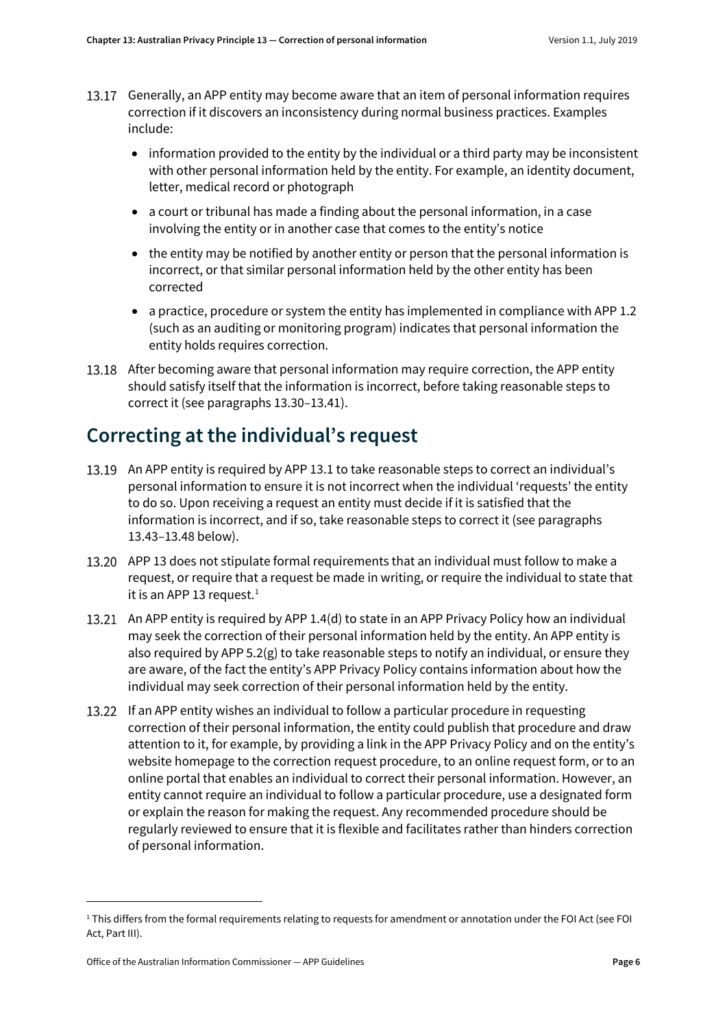13.17 Generally, an APP entity may become aware that an item of personal information requires correction if it discovers an inconsistency during normal business practices. Examples include:

- information provided to the entity by the individual or a third party may be inconsistent with other personal information held by the entity. For example, an identity document, letter, medical record or photograph
- a court or tribunal has made a finding about the personal information, in a case involving the entity or in another case that comes to the entity's notice
- the entity may be notified by another entity or person that the personal information is incorrect, or that similar personal information held by the other entity has been corrected
- a practice, procedure or system the entity has implemented in compliance with APP 1.2 (such as an auditing or monitoring program) indicates that personal information the entity holds requires correction.

13.18 After becoming aware that personal information may require correction, the APP entity should satisfy itself that the information is incorrect, before taking reasonable steps to correct it (see paragraphs 13.30–13.41).

## Correcting at the individual's request

13.19 An APP entity is required by APP 13.1 to take reasonable steps to correct an individual's personal information to ensure it is not incorrect when the individual 'requests' the entity to do so. Upon receiving a request an entity must decide if it is satisfied that the information is incorrect, and if so, take reasonable steps to correct it (see paragraphs 13.43–13.48 below).

13.20 APP 13 does not stipulate formal requirements that an individual must follow to make a request, or require that a request be made in writing, or require the individual to state that it is an APP 13 request.[1]

13.21 An APP entity is required by APP 1.4(d) to state in an APP Privacy Policy how an individual may seek the correction of their personal information held by the entity. An APP entity is also required by APP 5.2(g) to take reasonable steps to notify an individual, or ensure they are aware, of the fact the entity's APP Privacy Policy contains information about how the individual may seek correction of their personal information held by the entity.

13.22 If an APP entity wishes an individual to follow a particular procedure in requesting correction of their personal information, the entity could publish that procedure and draw attention to it, for example, by providing a link in the APP Privacy Policy and on the entity's website homepage to the correction request procedure, to an online request form, or to an online portal that enables an individual to correct their personal information. However, an entity cannot require an individual to follow a particular procedure, use a designated form or explain the reason for making the request. Any recommended procedure should be regularly reviewed to ensure that it is flexible and facilitates rather than hinders correction of personal information.

---

[1] This differs from the formal requirements relating to requests for amendment or annotation under the FOI Act (see FOI Act, Part III).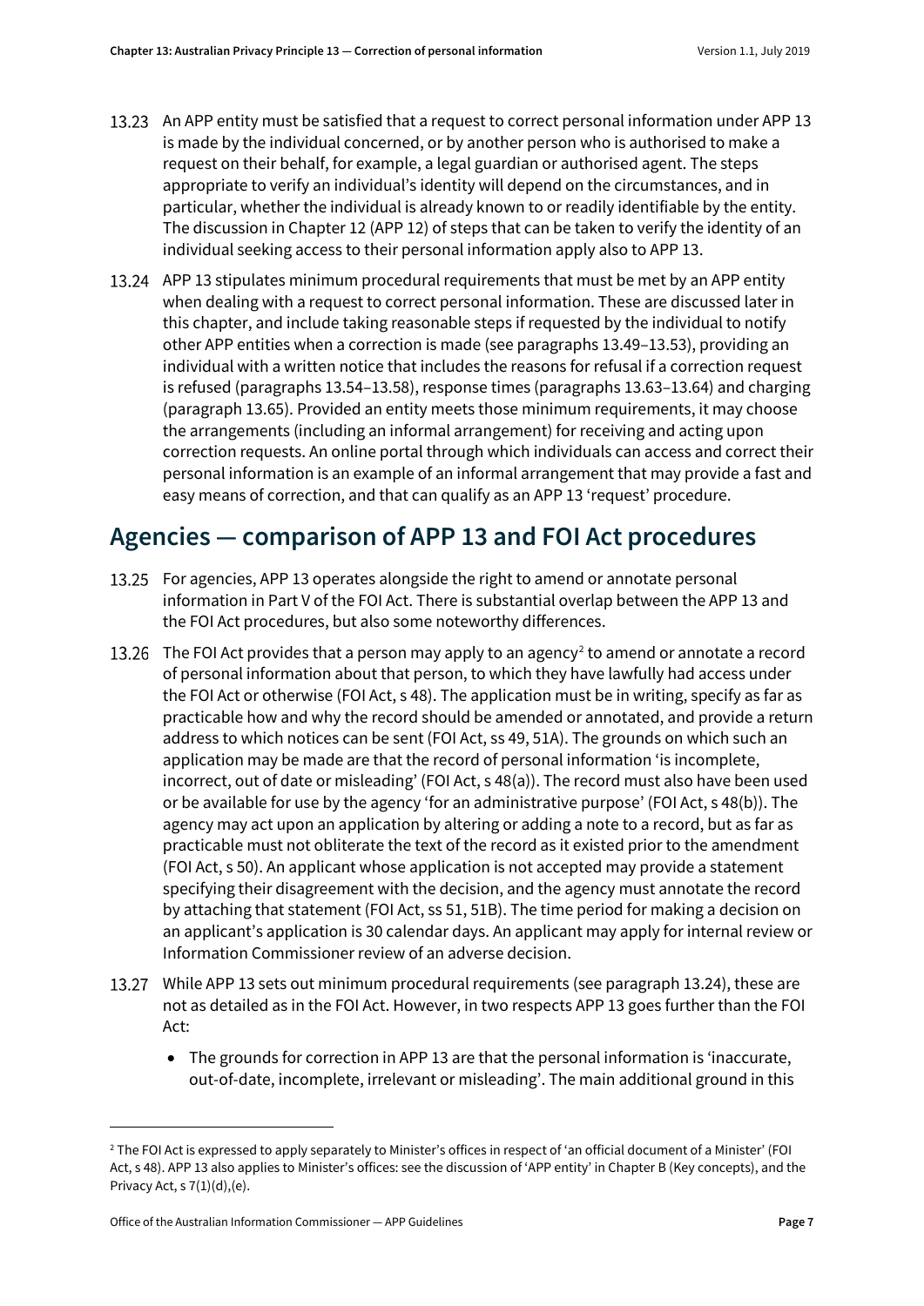13.23 An APP entity must be satisfied that a request to correct personal information under APP 13 is made by the individual concerned, or by another person who is authorised to make a request on their behalf, for example, a legal guardian or authorised agent. The steps appropriate to verify an individual's identity will depend on the circumstances, and in particular, whether the individual is already known to or readily identifiable by the entity. The discussion in Chapter 12 (APP 12) of steps that can be taken to verify the identity of an individual seeking access to their personal information apply also to APP 13.

13.24 APP 13 stipulates minimum procedural requirements that must be met by an APP entity when dealing with a request to correct personal information. These are discussed later in this chapter, and include taking reasonable steps if requested by the individual to notify other APP entities when a correction is made (see paragraphs 13.49–13.53), providing an individual with a written notice that includes the reasons for refusal if a correction request is refused (paragraphs 13.54–13.58), response times (paragraphs 13.63–13.64) and charging (paragraph 13.65). Provided an entity meets those minimum requirements, it may choose the arrangements (including an informal arrangement) for receiving and acting upon correction requests. An online portal through which individuals can access and correct their personal information is an example of an informal arrangement that may provide a fast and easy means of correction, and that can qualify as an APP 13 'request' procedure.

## Agencies — comparison of APP 13 and FOI Act procedures

13.25 For agencies, APP 13 operates alongside the right to amend or annotate personal information in Part V of the FOI Act. There is substantial overlap between the APP 13 and the FOI Act procedures, but also some noteworthy differences.

13.26 The FOI Act provides that a person may apply to an agency[2] to amend or annotate a record of personal information about that person, to which they have lawfully had access under the FOI Act or otherwise (FOI Act, s 48). The application must be in writing, specify as far as practicable how and why the record should be amended or annotated, and provide a return address to which notices can be sent (FOI Act, ss 49, 51A). The grounds on which such an application may be made are that the record of personal information 'is incomplete, incorrect, out of date or misleading' (FOI Act, s 48(a)). The record must also have been used or be available for use by the agency 'for an administrative purpose' (FOI Act, s 48(b)). The agency may act upon an application by altering or adding a note to a record, but as far as practicable must not obliterate the text of the record as it existed prior to the amendment (FOI Act, s 50). An applicant whose application is not accepted may provide a statement specifying their disagreement with the decision, and the agency must annotate the record by attaching that statement (FOI Act, ss 51, 51B). The time period for making a decision on an applicant's application is 30 calendar days. An applicant may apply for internal review or Information Commissioner review of an adverse decision.

13.27 While APP 13 sets out minimum procedural requirements (see paragraph 13.24), these are not as detailed as in the FOI Act. However, in two respects APP 13 goes further than the FOI Act:

- The grounds for correction in APP 13 are that the personal information is 'inaccurate, out-of-date, incomplete, irrelevant or misleading'. The main additional ground in this

[2] The FOI Act is expressed to apply separately to Minister's offices in respect of 'an official document of a Minister' (FOI Act, s 48). APP 13 also applies to Minister's offices: see the discussion of 'APP entity' in Chapter B (Key concepts), and the Privacy Act, s 7(1)(d),(e).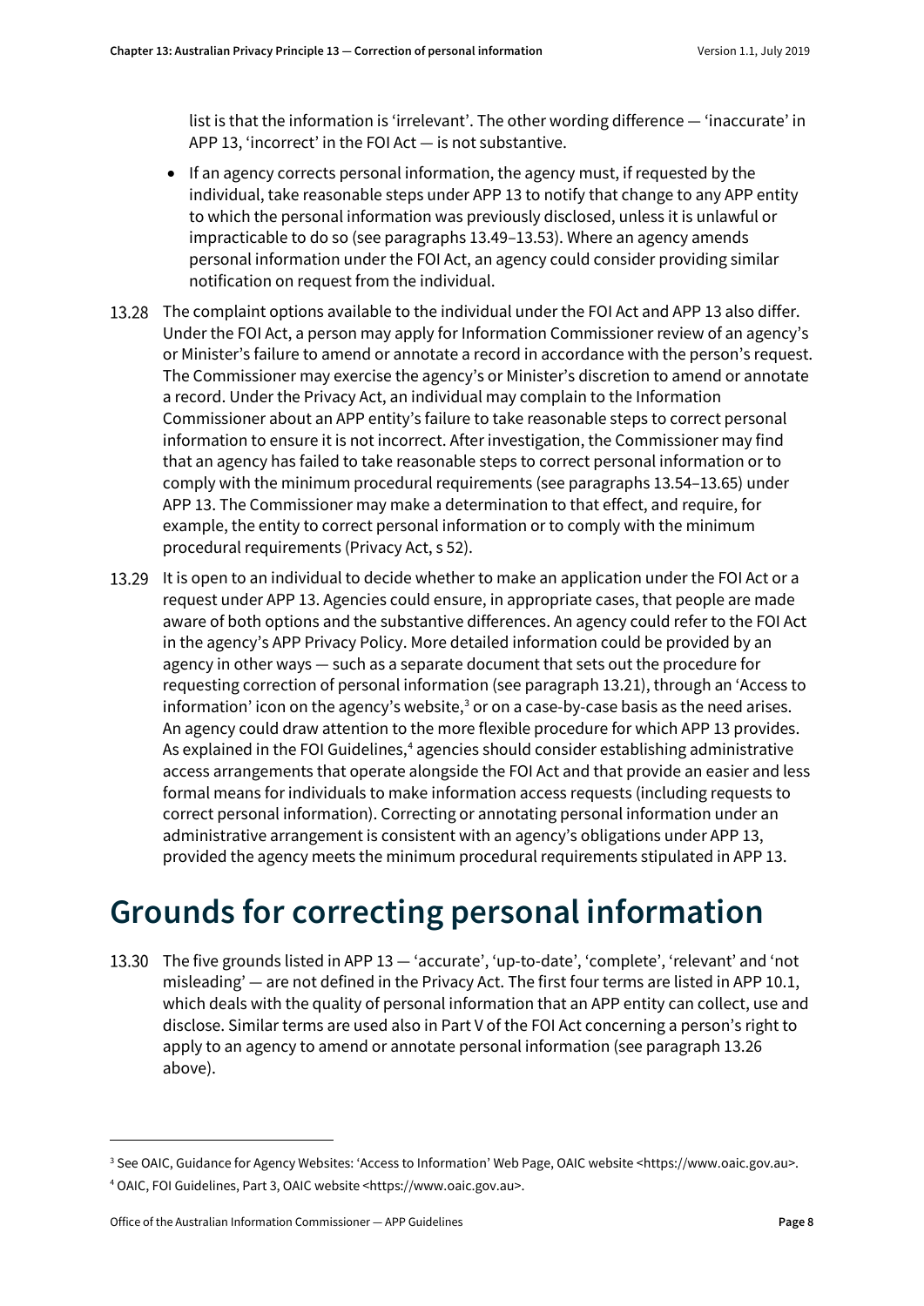list is that the information is 'irrelevant'. The other wording difference — 'inaccurate' in APP 13, 'incorrect' in the FOI Act — is not substantive.

- If an agency corrects personal information, the agency must, if requested by the individual, take reasonable steps under APP 13 to notify that change to any APP entity to which the personal information was previously disclosed, unless it is unlawful or impracticable to do so (see paragraphs 13.49–13.53). Where an agency amends personal information under the FOI Act, an agency could consider providing similar notification on request from the individual.

13.28 The complaint options available to the individual under the FOI Act and APP 13 also differ. Under the FOI Act, a person may apply for Information Commissioner review of an agency's or Minister's failure to amend or annotate a record in accordance with the person's request. The Commissioner may exercise the agency's or Minister's discretion to amend or annotate a record. Under the Privacy Act, an individual may complain to the Information Commissioner about an APP entity's failure to take reasonable steps to correct personal information to ensure it is not incorrect. After investigation, the Commissioner may find that an agency has failed to take reasonable steps to correct personal information or to comply with the minimum procedural requirements (see paragraphs 13.54–13.65) under APP 13. The Commissioner may make a determination to that effect, and require, for example, the entity to correct personal information or to comply with the minimum procedural requirements (Privacy Act, s 52).

13.29 It is open to an individual to decide whether to make an application under the FOI Act or a request under APP 13. Agencies could ensure, in appropriate cases, that people are made aware of both options and the substantive differences. An agency could refer to the FOI Act in the agency's APP Privacy Policy. More detailed information could be provided by an agency in other ways — such as a separate document that sets out the procedure for requesting correction of personal information (see paragraph 13.21), through an 'Access to information' icon on the agency's website,[3] or on a case-by-case basis as the need arises. An agency could draw attention to the more flexible procedure for which APP 13 provides. As explained in the FOI Guidelines,[4] agencies should consider establishing administrative access arrangements that operate alongside the FOI Act and that provide an easier and less formal means for individuals to make information access requests (including requests to correct personal information). Correcting or annotating personal information under an administrative arrangement is consistent with an agency's obligations under APP 13, provided the agency meets the minimum procedural requirements stipulated in APP 13.

# Grounds for correcting personal information

13.30 The five grounds listed in APP 13 — 'accurate', 'up-to-date', 'complete', 'relevant' and 'not misleading' — are not defined in the Privacy Act. The first four terms are listed in APP 10.1, which deals with the quality of personal information that an APP entity can collect, use and disclose. Similar terms are used also in Part V of the FOI Act concerning a person's right to apply to an agency to amend or annotate personal information (see paragraph 13.26 above).

---

[3] See OAIC, Guidance for Agency Websites: 'Access to Information' Web Page, OAIC website <https://www.oaic.gov.au>.

[4] OAIC, FOI Guidelines, Part 3, OAIC website <https://www.oaic.gov.au>.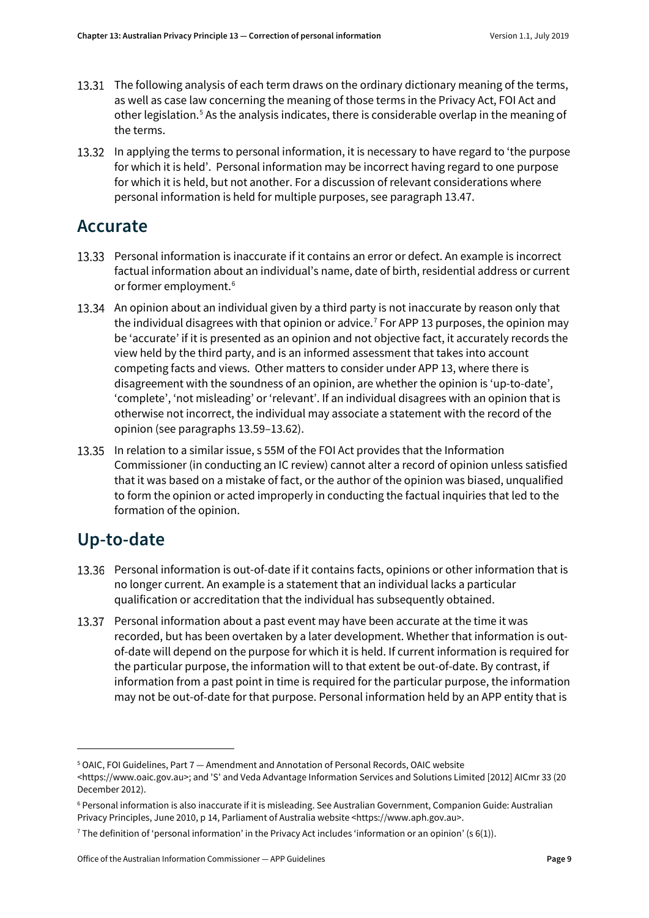13.31 The following analysis of each term draws on the ordinary dictionary meaning of the terms, as well as case law concerning the meaning of those terms in the Privacy Act, FOI Act and other legislation.[5] As the analysis indicates, there is considerable overlap in the meaning of the terms.

13.32 In applying the terms to personal information, it is necessary to have regard to 'the purpose for which it is held'. Personal information may be incorrect having regard to one purpose for which it is held, but not another. For a discussion of relevant considerations where personal information is held for multiple purposes, see paragraph 13.47.

## Accurate

13.33 Personal information is inaccurate if it contains an error or defect. An example is incorrect factual information about an individual's name, date of birth, residential address or current or former employment.[6]

13.34 An opinion about an individual given by a third party is not inaccurate by reason only that the individual disagrees with that opinion or advice.[7] For APP 13 purposes, the opinion may be 'accurate' if it is presented as an opinion and not objective fact, it accurately records the view held by the third party, and is an informed assessment that takes into account competing facts and views. Other matters to consider under APP 13, where there is disagreement with the soundness of an opinion, are whether the opinion is 'up-to-date', 'complete', 'not misleading' or 'relevant'. If an individual disagrees with an opinion that is otherwise not incorrect, the individual may associate a statement with the record of the opinion (see paragraphs 13.59–13.62).

13.35 In relation to a similar issue, s 55M of the FOI Act provides that the Information Commissioner (in conducting an IC review) cannot alter a record of opinion unless satisfied that it was based on a mistake of fact, or the author of the opinion was biased, unqualified to form the opinion or acted improperly in conducting the factual inquiries that led to the formation of the opinion.

## Up-to-date

13.36 Personal information is out-of-date if it contains facts, opinions or other information that is no longer current. An example is a statement that an individual lacks a particular qualification or accreditation that the individual has subsequently obtained.

13.37 Personal information about a past event may have been accurate at the time it was recorded, but has been overtaken by a later development. Whether that information is out-of-date will depend on the purpose for which it is held. If current information is required for the particular purpose, the information will to that extent be out-of-date. By contrast, if information from a past point in time is required for the particular purpose, the information may not be out-of-date for that purpose. Personal information held by an APP entity that is

---

[5] OAIC, FOI Guidelines, Part 7 — Amendment and Annotation of Personal Records, OAIC website <https://www.oaic.gov.au>; and 'S' and Veda Advantage Information Services and Solutions Limited [2012] AICmr 33 (20 December 2012).

[6] Personal information is also inaccurate if it is misleading. See Australian Government, Companion Guide: Australian Privacy Principles, June 2010, p 14, Parliament of Australia website <https://www.aph.gov.au>.

[7] The definition of 'personal information' in the Privacy Act includes 'information or an opinion' (s 6(1)).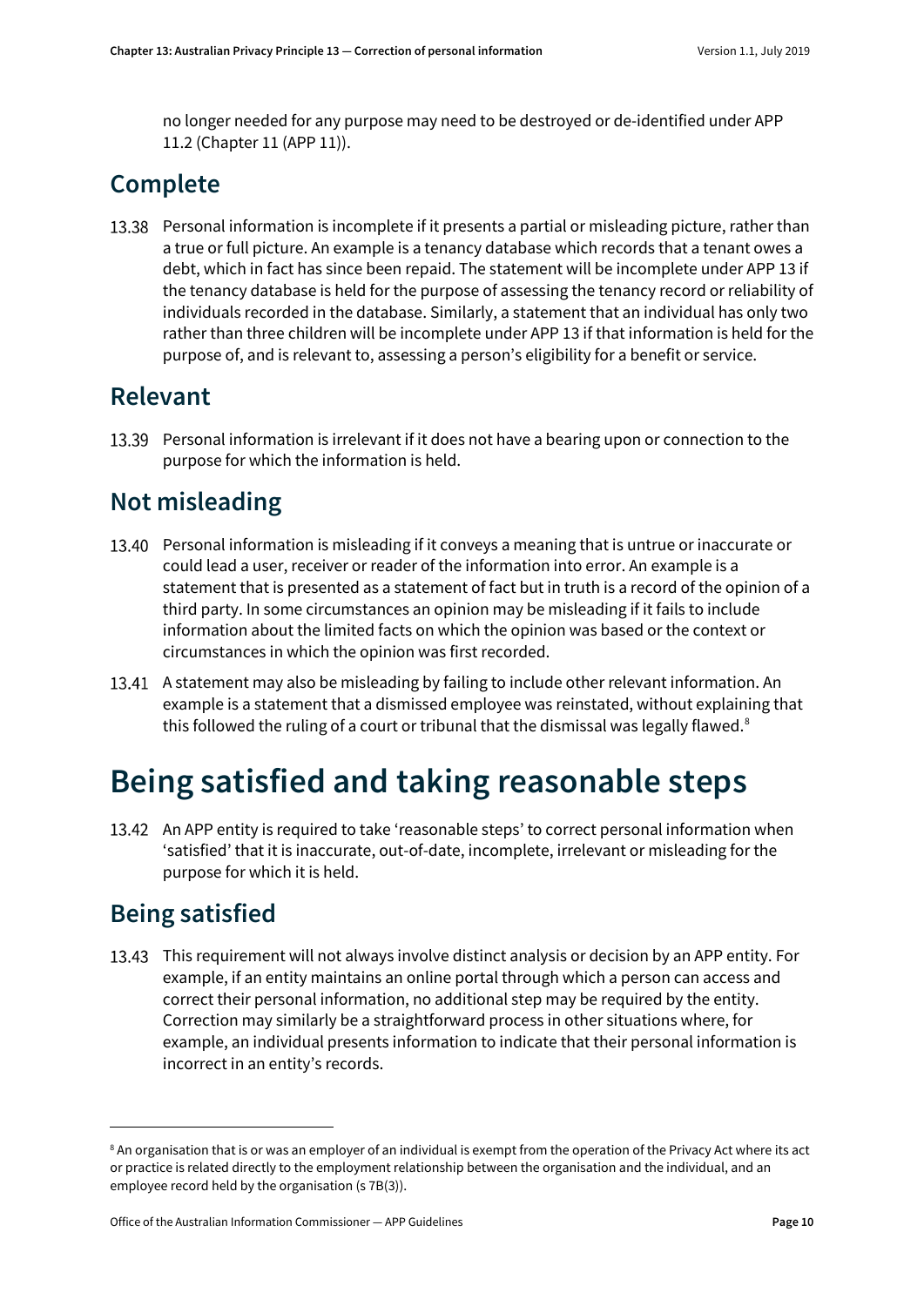no longer needed for any purpose may need to be destroyed or de-identified under APP 11.2 (Chapter 11 (APP 11)).

## Complete

13.38 Personal information is incomplete if it presents a partial or misleading picture, rather than a true or full picture. An example is a tenancy database which records that a tenant owes a debt, which in fact has since been repaid. The statement will be incomplete under APP 13 if the tenancy database is held for the purpose of assessing the tenancy record or reliability of individuals recorded in the database. Similarly, a statement that an individual has only two rather than three children will be incomplete under APP 13 if that information is held for the purpose of, and is relevant to, assessing a person's eligibility for a benefit or service.

## Relevant

13.39 Personal information is irrelevant if it does not have a bearing upon or connection to the purpose for which the information is held.

## Not misleading

13.40 Personal information is misleading if it conveys a meaning that is untrue or inaccurate or could lead a user, receiver or reader of the information into error. An example is a statement that is presented as a statement of fact but in truth is a record of the opinion of a third party. In some circumstances an opinion may be misleading if it fails to include information about the limited facts on which the opinion was based or the context or circumstances in which the opinion was first recorded.

13.41 A statement may also be misleading by failing to include other relevant information. An example is a statement that a dismissed employee was reinstated, without explaining that this followed the ruling of a court or tribunal that the dismissal was legally flawed.[8]

# Being satisfied and taking reasonable steps

13.42 An APP entity is required to take 'reasonable steps' to correct personal information when 'satisfied' that it is inaccurate, out-of-date, incomplete, irrelevant or misleading for the purpose for which it is held.

## Being satisfied

13.43 This requirement will not always involve distinct analysis or decision by an APP entity. For example, if an entity maintains an online portal through which a person can access and correct their personal information, no additional step may be required by the entity. Correction may similarly be a straightforward process in other situations where, for example, an individual presents information to indicate that their personal information is incorrect in an entity's records.

---

[8] An organisation that is or was an employer of an individual is exempt from the operation of the Privacy Act where its act or practice is related directly to the employment relationship between the organisation and the individual, and an employee record held by the organisation (s 7B(3)).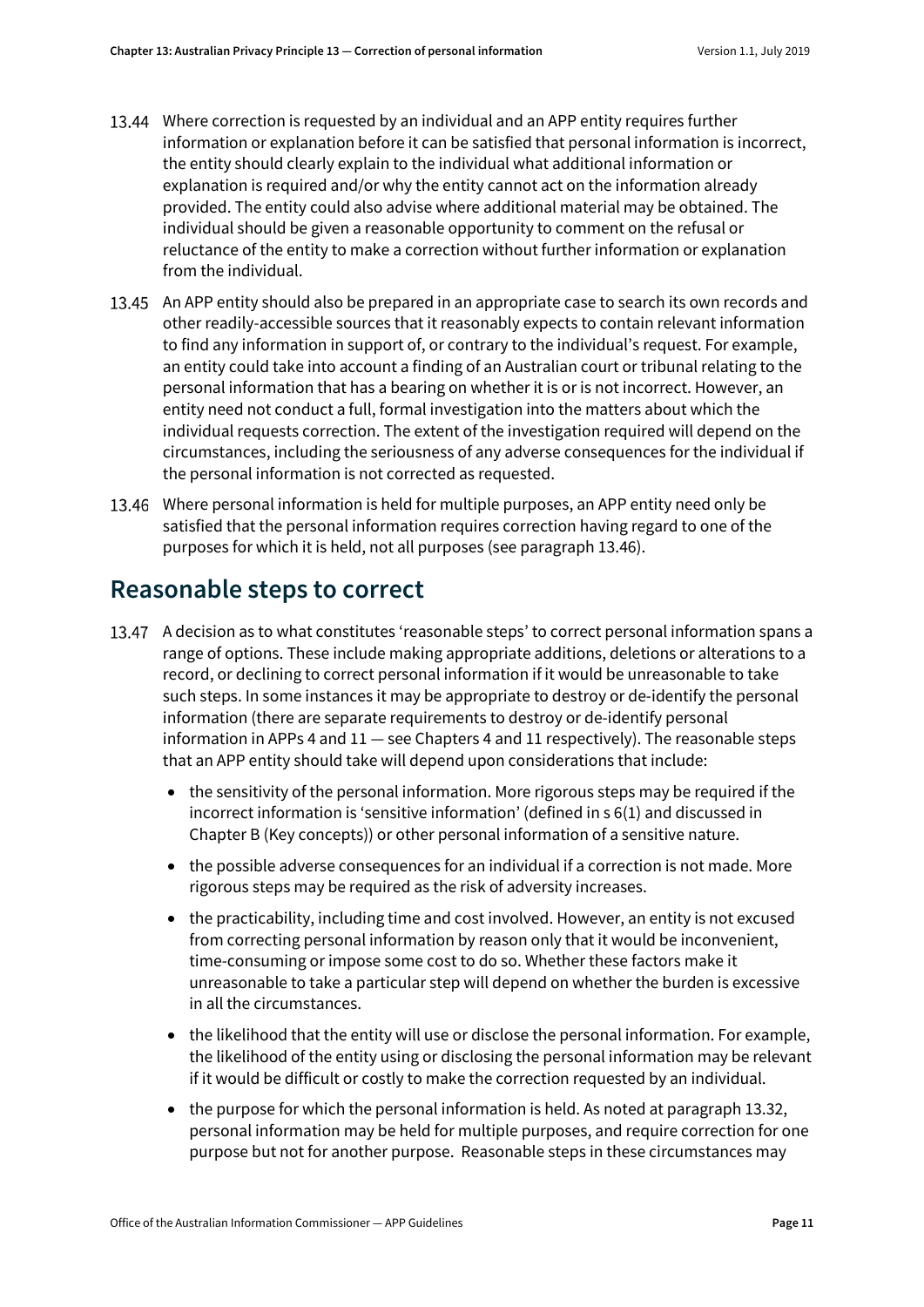13.44 Where correction is requested by an individual and an APP entity requires further information or explanation before it can be satisfied that personal information is incorrect, the entity should clearly explain to the individual what additional information or explanation is required and/or why the entity cannot act on the information already provided. The entity could also advise where additional material may be obtained. The individual should be given a reasonable opportunity to comment on the refusal or reluctance of the entity to make a correction without further information or explanation from the individual.

13.45 An APP entity should also be prepared in an appropriate case to search its own records and other readily-accessible sources that it reasonably expects to contain relevant information to find any information in support of, or contrary to the individual's request. For example, an entity could take into account a finding of an Australian court or tribunal relating to the personal information that has a bearing on whether it is or is not incorrect. However, an entity need not conduct a full, formal investigation into the matters about which the individual requests correction. The extent of the investigation required will depend on the circumstances, including the seriousness of any adverse consequences for the individual if the personal information is not corrected as requested.

13.46 Where personal information is held for multiple purposes, an APP entity need only be satisfied that the personal information requires correction having regard to one of the purposes for which it is held, not all purposes (see paragraph 13.46).

## Reasonable steps to correct

13.47 A decision as to what constitutes 'reasonable steps' to correct personal information spans a range of options. These include making appropriate additions, deletions or alterations to a record, or declining to correct personal information if it would be unreasonable to take such steps. In some instances it may be appropriate to destroy or de-identify the personal information (there are separate requirements to destroy or de-identify personal information in APPs 4 and 11 — see Chapters 4 and 11 respectively). The reasonable steps that an APP entity should take will depend upon considerations that include:

- the sensitivity of the personal information. More rigorous steps may be required if the incorrect information is 'sensitive information' (defined in s 6(1) and discussed in Chapter B (Key concepts)) or other personal information of a sensitive nature.
- the possible adverse consequences for an individual if a correction is not made. More rigorous steps may be required as the risk of adversity increases.
- the practicability, including time and cost involved. However, an entity is not excused from correcting personal information by reason only that it would be inconvenient, time-consuming or impose some cost to do so. Whether these factors make it unreasonable to take a particular step will depend on whether the burden is excessive in all the circumstances.
- the likelihood that the entity will use or disclose the personal information. For example, the likelihood of the entity using or disclosing the personal information may be relevant if it would be difficult or costly to make the correction requested by an individual.
- the purpose for which the personal information is held. As noted at paragraph 13.32, personal information may be held for multiple purposes, and require correction for one purpose but not for another purpose. Reasonable steps in these circumstances may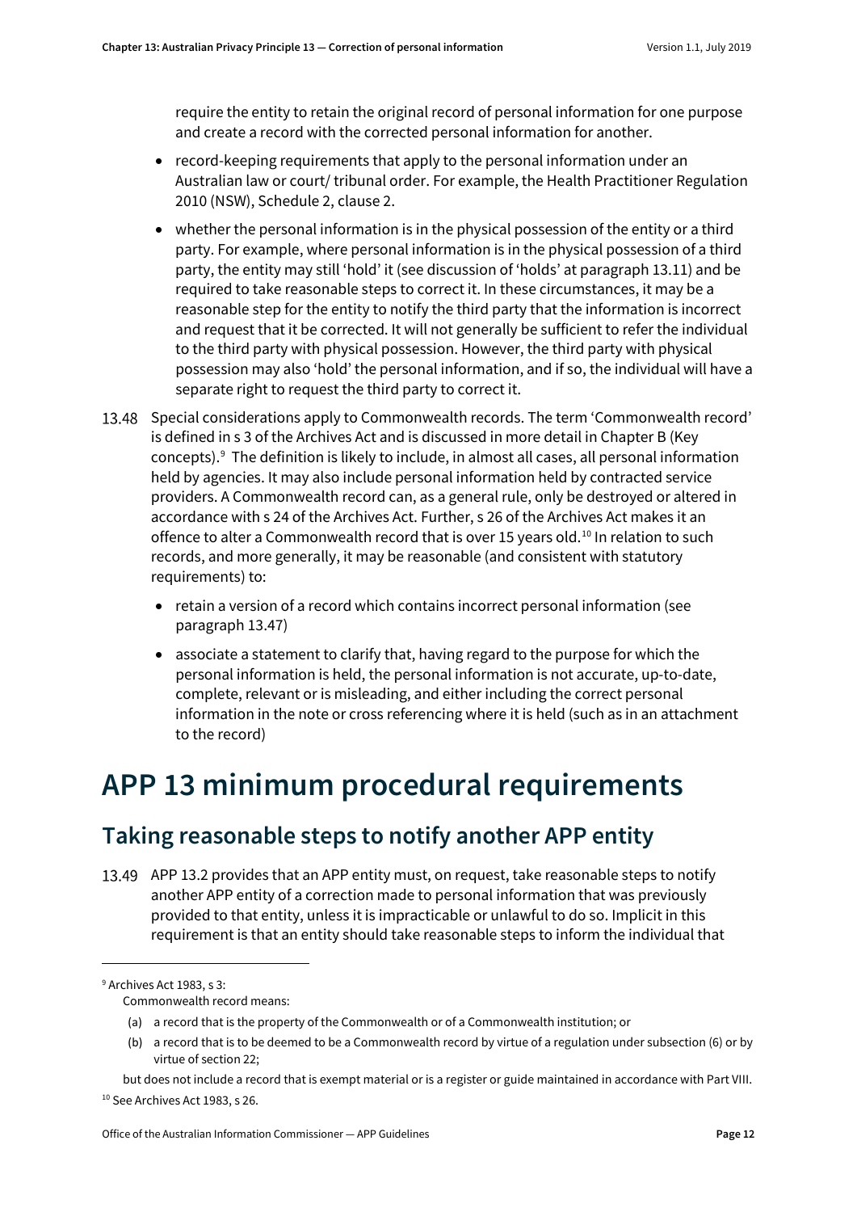require the entity to retain the original record of personal information for one purpose and create a record with the corrected personal information for another.

- record-keeping requirements that apply to the personal information under an Australian law or court/ tribunal order. For example, the Health Practitioner Regulation 2010 (NSW), Schedule 2, clause 2.
- whether the personal information is in the physical possession of the entity or a third party. For example, where personal information is in the physical possession of a third party, the entity may still 'hold' it (see discussion of 'holds' at paragraph 13.11) and be required to take reasonable steps to correct it. In these circumstances, it may be a reasonable step for the entity to notify the third party that the information is incorrect and request that it be corrected. It will not generally be sufficient to refer the individual to the third party with physical possession. However, the third party with physical possession may also 'hold' the personal information, and if so, the individual will have a separate right to request the third party to correct it.

13.48 Special considerations apply to Commonwealth records. The term 'Commonwealth record' is defined in s 3 of the Archives Act and is discussed in more detail in Chapter B (Key concepts).[9] The definition is likely to include, in almost all cases, all personal information held by agencies. It may also include personal information held by contracted service providers. A Commonwealth record can, as a general rule, only be destroyed or altered in accordance with s 24 of the Archives Act. Further, s 26 of the Archives Act makes it an offence to alter a Commonwealth record that is over 15 years old.[10] In relation to such records, and more generally, it may be reasonable (and consistent with statutory requirements) to:

- retain a version of a record which contains incorrect personal information (see paragraph 13.47)
- associate a statement to clarify that, having regard to the purpose for which the personal information is held, the personal information is not accurate, up-to-date, complete, relevant or is misleading, and either including the correct personal information in the note or cross referencing where it is held (such as in an attachment to the record)

# APP 13 minimum procedural requirements

## Taking reasonable steps to notify another APP entity

13.49 APP 13.2 provides that an APP entity must, on request, take reasonable steps to notify another APP entity of a correction made to personal information that was previously provided to that entity, unless it is impracticable or unlawful to do so. Implicit in this requirement is that an entity should take reasonable steps to inform the individual that

---

[9] Archives Act 1983, s 3:

Commonwealth record means:

(a) a record that is the property of the Commonwealth or of a Commonwealth institution; or

(b) a record that is to be deemed to be a Commonwealth record by virtue of a regulation under subsection (6) or by virtue of section 22;

but does not include a record that is exempt material or is a register or guide maintained in accordance with Part VIII.

[10] See Archives Act 1983, s 26.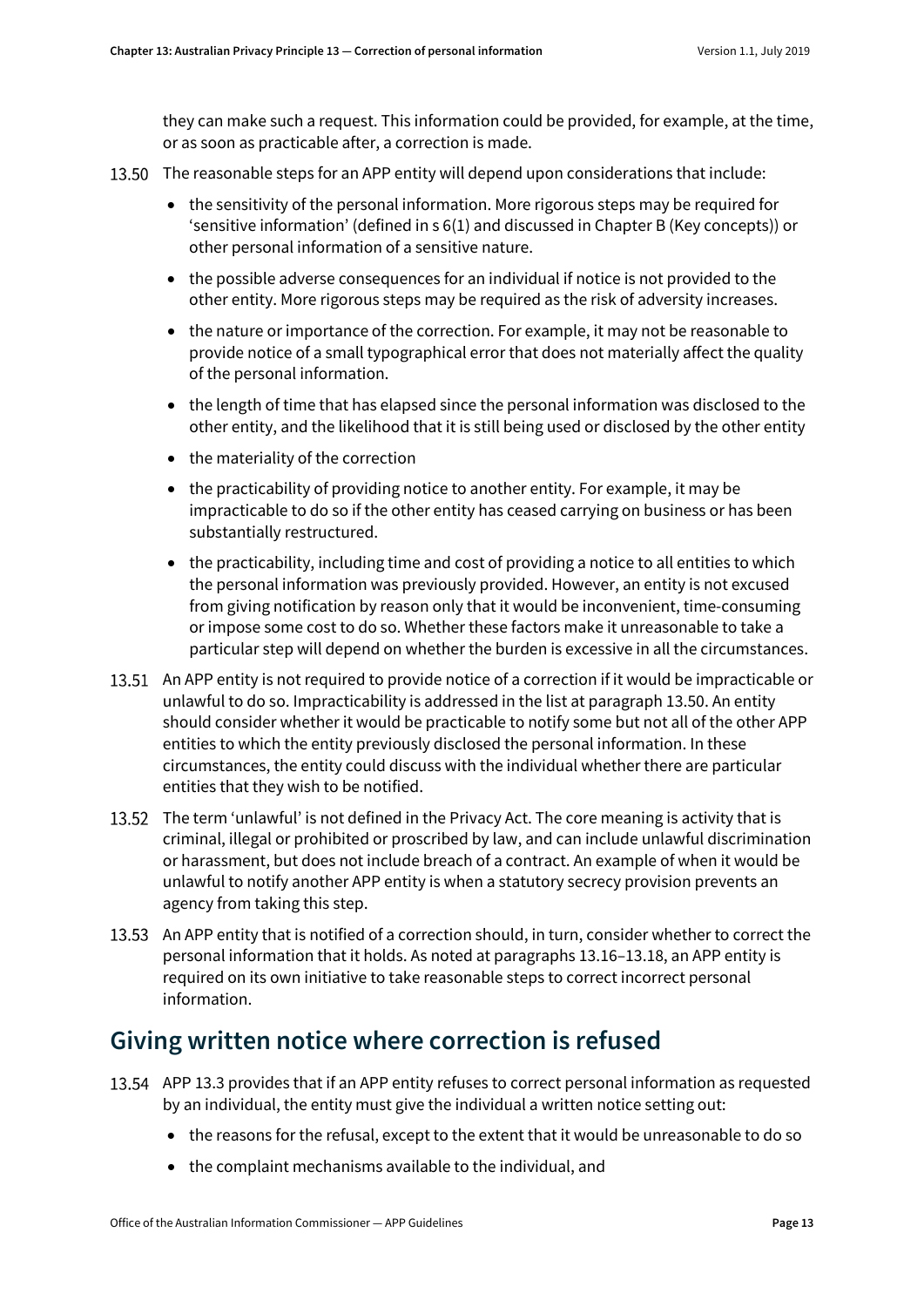they can make such a request. This information could be provided, for example, at the time, or as soon as practicable after, a correction is made.

13.50 The reasonable steps for an APP entity will depend upon considerations that include:

- the sensitivity of the personal information. More rigorous steps may be required for 'sensitive information' (defined in s 6(1) and discussed in Chapter B (Key concepts)) or other personal information of a sensitive nature.
- the possible adverse consequences for an individual if notice is not provided to the other entity. More rigorous steps may be required as the risk of adversity increases.
- the nature or importance of the correction. For example, it may not be reasonable to provide notice of a small typographical error that does not materially affect the quality of the personal information.
- the length of time that has elapsed since the personal information was disclosed to the other entity, and the likelihood that it is still being used or disclosed by the other entity
- the materiality of the correction
- the practicability of providing notice to another entity. For example, it may be impracticable to do so if the other entity has ceased carrying on business or has been substantially restructured.
- the practicability, including time and cost of providing a notice to all entities to which the personal information was previously provided. However, an entity is not excused from giving notification by reason only that it would be inconvenient, time-consuming or impose some cost to do so. Whether these factors make it unreasonable to take a particular step will depend on whether the burden is excessive in all the circumstances.

13.51 An APP entity is not required to provide notice of a correction if it would be impracticable or unlawful to do so. Impracticability is addressed in the list at paragraph 13.50. An entity should consider whether it would be practicable to notify some but not all of the other APP entities to which the entity previously disclosed the personal information. In these circumstances, the entity could discuss with the individual whether there are particular entities that they wish to be notified.

13.52 The term 'unlawful' is not defined in the Privacy Act. The core meaning is activity that is criminal, illegal or prohibited or proscribed by law, and can include unlawful discrimination or harassment, but does not include breach of a contract. An example of when it would be unlawful to notify another APP entity is when a statutory secrecy provision prevents an agency from taking this step.

13.53 An APP entity that is notified of a correction should, in turn, consider whether to correct the personal information that it holds. As noted at paragraphs 13.16–13.18, an APP entity is required on its own initiative to take reasonable steps to correct incorrect personal information.

## Giving written notice where correction is refused

13.54 APP 13.3 provides that if an APP entity refuses to correct personal information as requested by an individual, the entity must give the individual a written notice setting out:

- the reasons for the refusal, except to the extent that it would be unreasonable to do so
- the complaint mechanisms available to the individual, and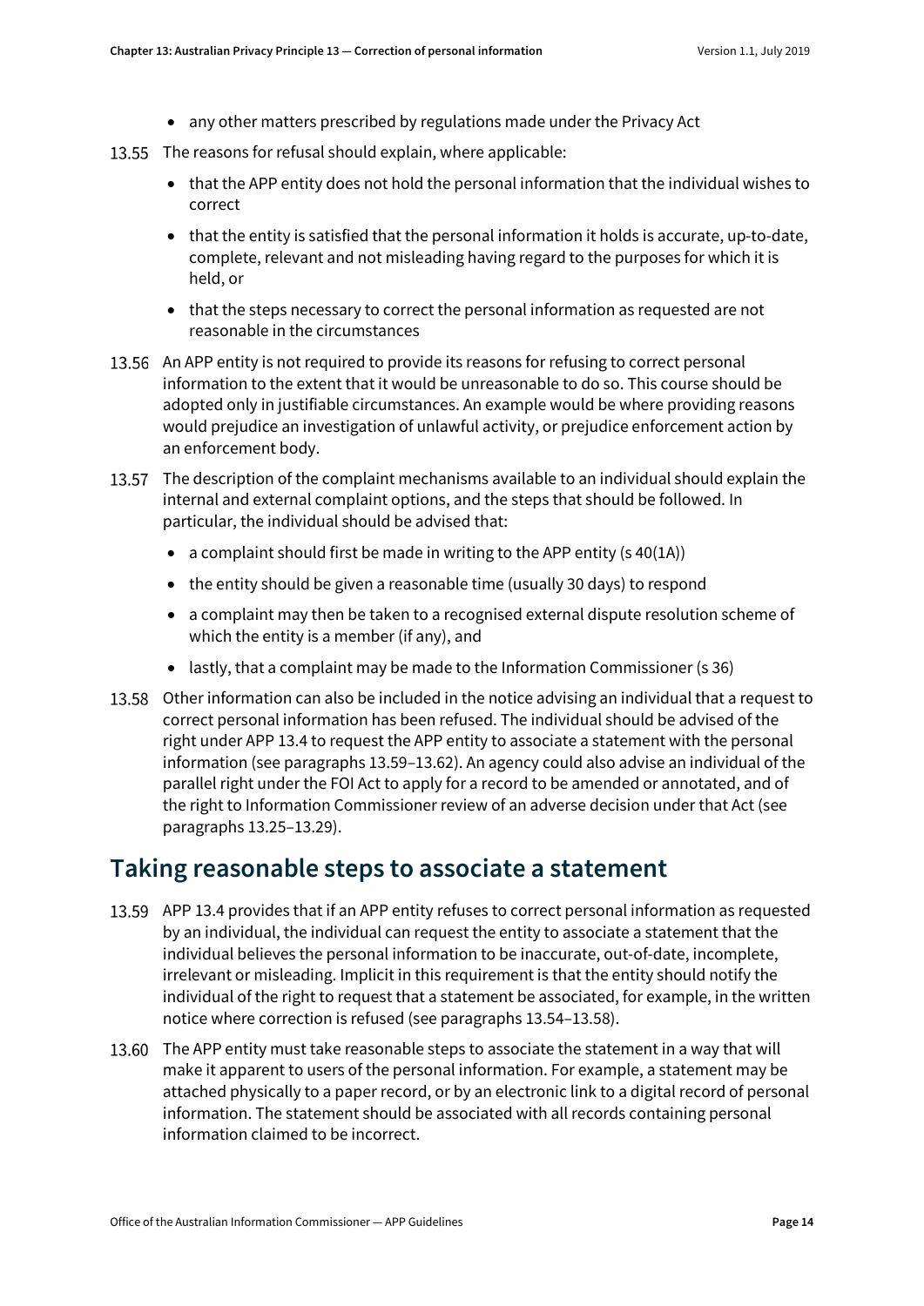- any other matters prescribed by regulations made under the Privacy Act

13.55 The reasons for refusal should explain, where applicable:

- that the APP entity does not hold the personal information that the individual wishes to correct
- that the entity is satisfied that the personal information it holds is accurate, up-to-date, complete, relevant and not misleading having regard to the purposes for which it is held, or
- that the steps necessary to correct the personal information as requested are not reasonable in the circumstances

13.56 An APP entity is not required to provide its reasons for refusing to correct personal information to the extent that it would be unreasonable to do so. This course should be adopted only in justifiable circumstances. An example would be where providing reasons would prejudice an investigation of unlawful activity, or prejudice enforcement action by an enforcement body.

13.57 The description of the complaint mechanisms available to an individual should explain the internal and external complaint options, and the steps that should be followed. In particular, the individual should be advised that:

- a complaint should first be made in writing to the APP entity (s 40(1A))
- the entity should be given a reasonable time (usually 30 days) to respond
- a complaint may then be taken to a recognised external dispute resolution scheme of which the entity is a member (if any), and
- lastly, that a complaint may be made to the Information Commissioner (s 36)

13.58 Other information can also be included in the notice advising an individual that a request to correct personal information has been refused. The individual should be advised of the right under APP 13.4 to request the APP entity to associate a statement with the personal information (see paragraphs 13.59–13.62). An agency could also advise an individual of the parallel right under the FOI Act to apply for a record to be amended or annotated, and of the right to Information Commissioner review of an adverse decision under that Act (see paragraphs 13.25–13.29).

## Taking reasonable steps to associate a statement

13.59 APP 13.4 provides that if an APP entity refuses to correct personal information as requested by an individual, the individual can request the entity to associate a statement that the individual believes the personal information to be inaccurate, out-of-date, incomplete, irrelevant or misleading. Implicit in this requirement is that the entity should notify the individual of the right to request that a statement be associated, for example, in the written notice where correction is refused (see paragraphs 13.54–13.58).

13.60 The APP entity must take reasonable steps to associate the statement in a way that will make it apparent to users of the personal information. For example, a statement may be attached physically to a paper record, or by an electronic link to a digital record of personal information. The statement should be associated with all records containing personal information claimed to be incorrect.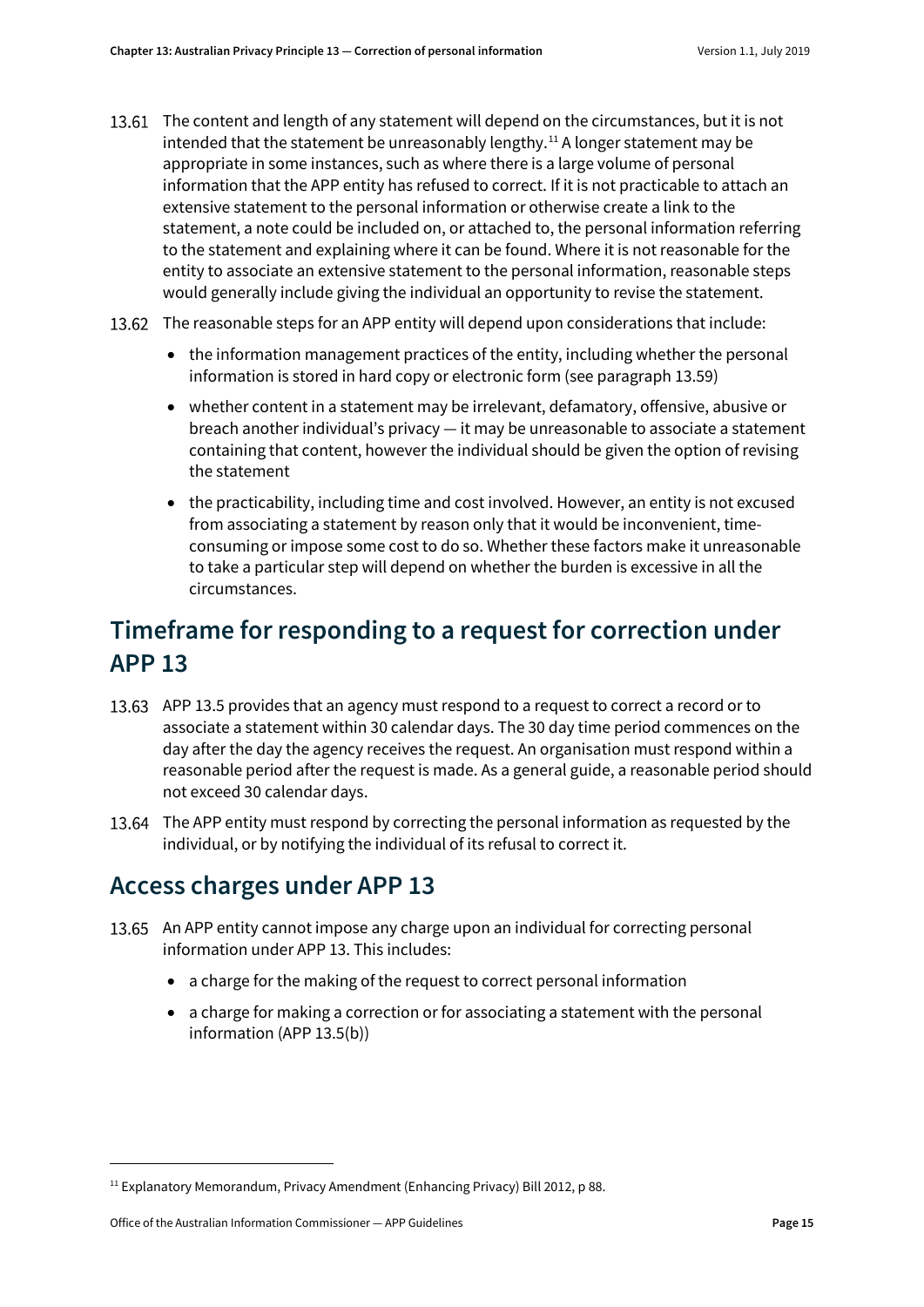13.61 The content and length of any statement will depend on the circumstances, but it is not intended that the statement be unreasonably lengthy.[11] A longer statement may be appropriate in some instances, such as where there is a large volume of personal information that the APP entity has refused to correct. If it is not practicable to attach an extensive statement to the personal information or otherwise create a link to the statement, a note could be included on, or attached to, the personal information referring to the statement and explaining where it can be found. Where it is not reasonable for the entity to associate an extensive statement to the personal information, reasonable steps would generally include giving the individual an opportunity to revise the statement.

13.62 The reasonable steps for an APP entity will depend upon considerations that include:

- the information management practices of the entity, including whether the personal information is stored in hard copy or electronic form (see paragraph 13.59)
- whether content in a statement may be irrelevant, defamatory, offensive, abusive or breach another individual's privacy — it may be unreasonable to associate a statement containing that content, however the individual should be given the option of revising the statement
- the practicability, including time and cost involved. However, an entity is not excused from associating a statement by reason only that it would be inconvenient, time-consuming or impose some cost to do so. Whether these factors make it unreasonable to take a particular step will depend on whether the burden is excessive in all the circumstances.

## Timeframe for responding to a request for correction under APP 13

13.63 APP 13.5 provides that an agency must respond to a request to correct a record or to associate a statement within 30 calendar days. The 30 day time period commences on the day after the day the agency receives the request. An organisation must respond within a reasonable period after the request is made. As a general guide, a reasonable period should not exceed 30 calendar days.

13.64 The APP entity must respond by correcting the personal information as requested by the individual, or by notifying the individual of its refusal to correct it.

## Access charges under APP 13

13.65 An APP entity cannot impose any charge upon an individual for correcting personal information under APP 13. This includes:

- a charge for the making of the request to correct personal information
- a charge for making a correction or for associating a statement with the personal information (APP 13.5(b))

---

[11] Explanatory Memorandum, Privacy Amendment (Enhancing Privacy) Bill 2012, p 88.